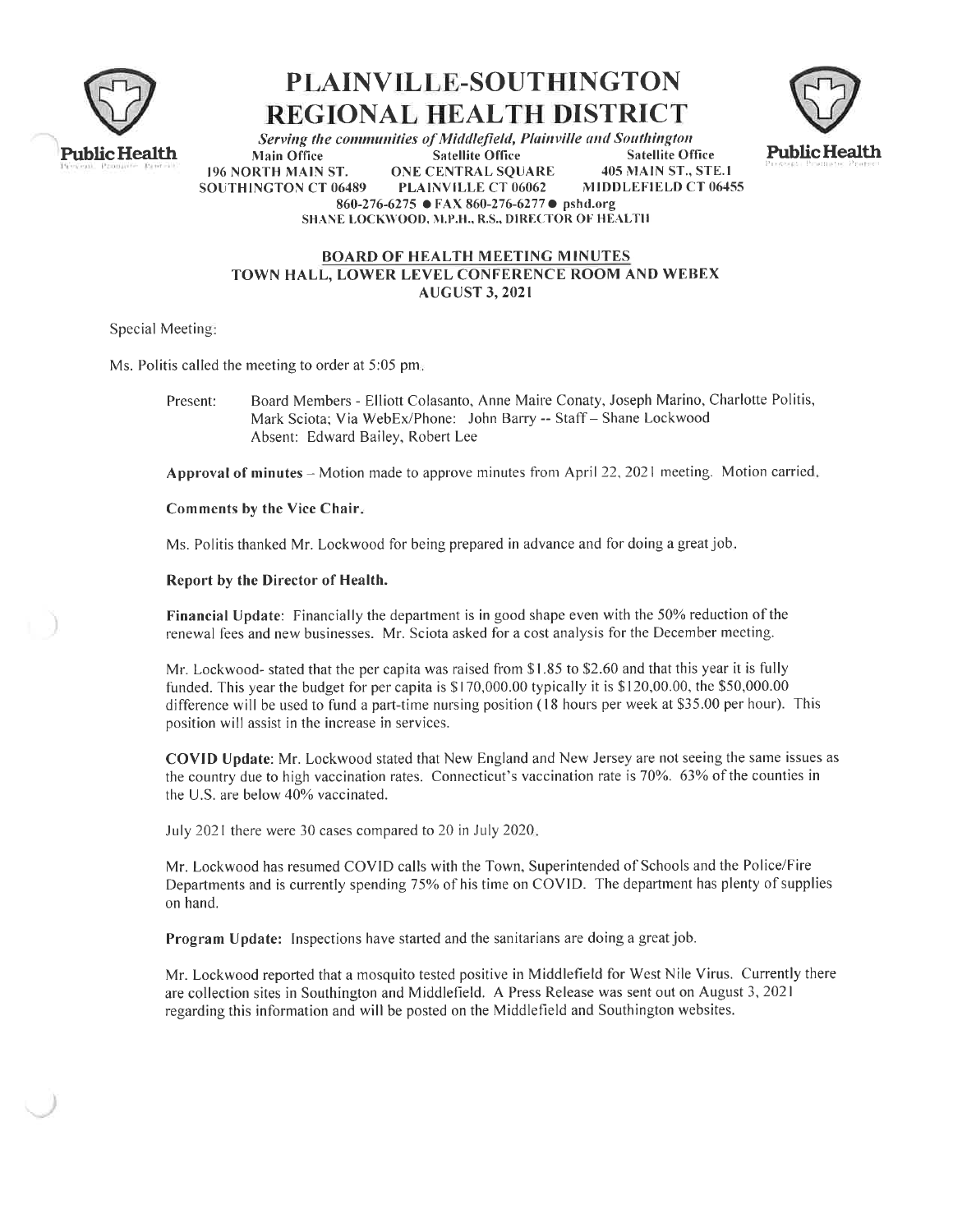# PLAINVILLE-SOUTHINGTON REGIONAL HEALTH DISTRICT

*Serving the communities of Middlefield, Plainville and Southington*

| Main Office | Satellite Office | Satellite Office |
|---|---|---|
| 196 NORTH MAIN ST. | ONE CENTRAL SQUARE | 405 MAIN ST., STE.1 |
| SOUTHINGTON CT 06489 | PLAINVILLE CT 06062 | MIDDLEFIELD CT 06455 |

860-276-6275 ● FAX 860-276-6277 ● pshd.org

SHANE LOCKWOOD, M.P.H., R.S., DIRECTOR OF HEALTH

## BOARD OF HEALTH MEETING MINUTES
## TOWN HALL, LOWER LEVEL CONFERENCE ROOM AND WEBEX
## AUGUST 3, 2021

Special Meeting:

Ms. Politis called the meeting to order at 5:05 pm.

Present: Board Members - Elliott Colasanto, Anne Maire Conaty, Joseph Marino, Charlotte Politis, Mark Sciota; Via WebEx/Phone: John Barry -- Staff – Shane Lockwood
Absent: Edward Bailey, Robert Lee

**Approval of minutes** – Motion made to approve minutes from April 22, 2021 meeting. Motion carried.

**Comments by the Vice Chair.**

Ms. Politis thanked Mr. Lockwood for being prepared in advance and for doing a great job.

**Report by the Director of Health.**

**Financial Update**: Financially the department is in good shape even with the 50% reduction of the renewal fees and new businesses. Mr. Sciota asked for a cost analysis for the December meeting.

Mr. Lockwood- stated that the per capita was raised from $1.85 to $2.60 and that this year it is fully funded. This year the budget for per capita is $170,000.00 typically it is $120,00.00, the $50,000.00 difference will be used to fund a part-time nursing position (18 hours per week at $35.00 per hour). This position will assist in the increase in services.

**COVID Update**: Mr. Lockwood stated that New England and New Jersey are not seeing the same issues as the country due to high vaccination rates. Connecticut's vaccination rate is 70%. 63% of the counties in the U.S. are below 40% vaccinated.

July 2021 there were 30 cases compared to 20 in July 2020.

Mr. Lockwood has resumed COVID calls with the Town, Superintended of Schools and the Police/Fire Departments and is currently spending 75% of his time on COVID. The department has plenty of supplies on hand.

**Program Update:** Inspections have started and the sanitarians are doing a great job.

Mr. Lockwood reported that a mosquito tested positive in Middlefield for West Nile Virus. Currently there are collection sites in Southington and Middlefield. A Press Release was sent out on August 3, 2021 regarding this information and will be posted on the Middlefield and Southington websites.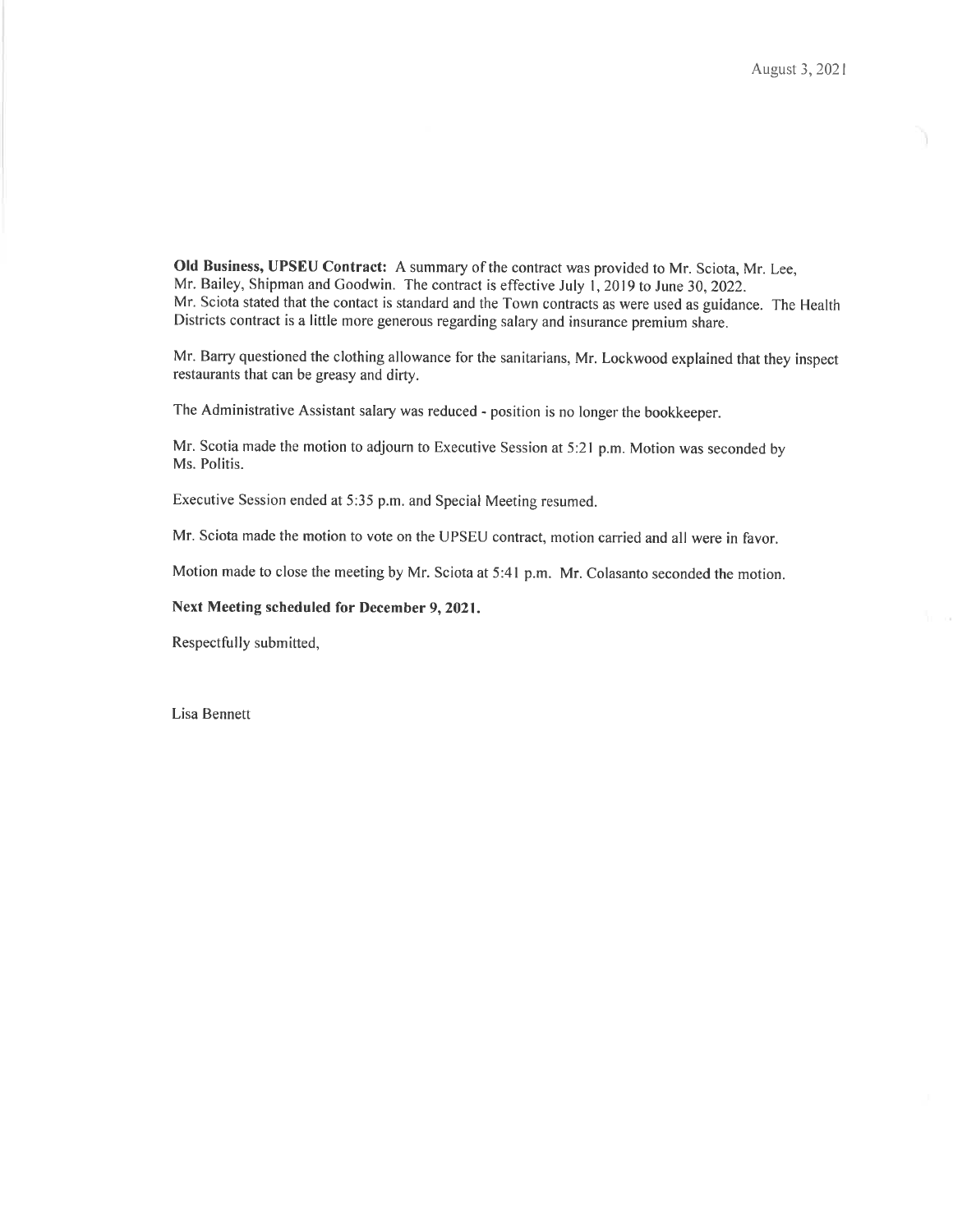**Old Business, UPSEU Contract:** A summary of the contract was provided to Mr. Sciota, Mr. Lee, Mr. Bailey, Shipman and Goodwin. The contract is effective July 1, 2019 to June 30, 2022. Mr. Sciota stated that the contact is standard and the Town contracts as were used as guidance. The Health Districts contract is a little more generous regarding salary and insurance premium share.

Mr. Barry questioned the clothing allowance for the sanitarians, Mr. Lockwood explained that they inspect restaurants that can be greasy and dirty.

The Administrative Assistant salary was reduced - position is no longer the bookkeeper.

Mr. Scotia made the motion to adjourn to Executive Session at 5:21 p.m. Motion was seconded by Ms. Politis.

Executive Session ended at 5:35 p.m. and Special Meeting resumed.

Mr. Sciota made the motion to vote on the UPSEU contract, motion carried and all were in favor.

Motion made to close the meeting by Mr. Sciota at 5:41 p.m. Mr. Colasanto seconded the motion.

**Next Meeting scheduled for December 9, 2021.**

Respectfully submitted,

Lisa Bennett